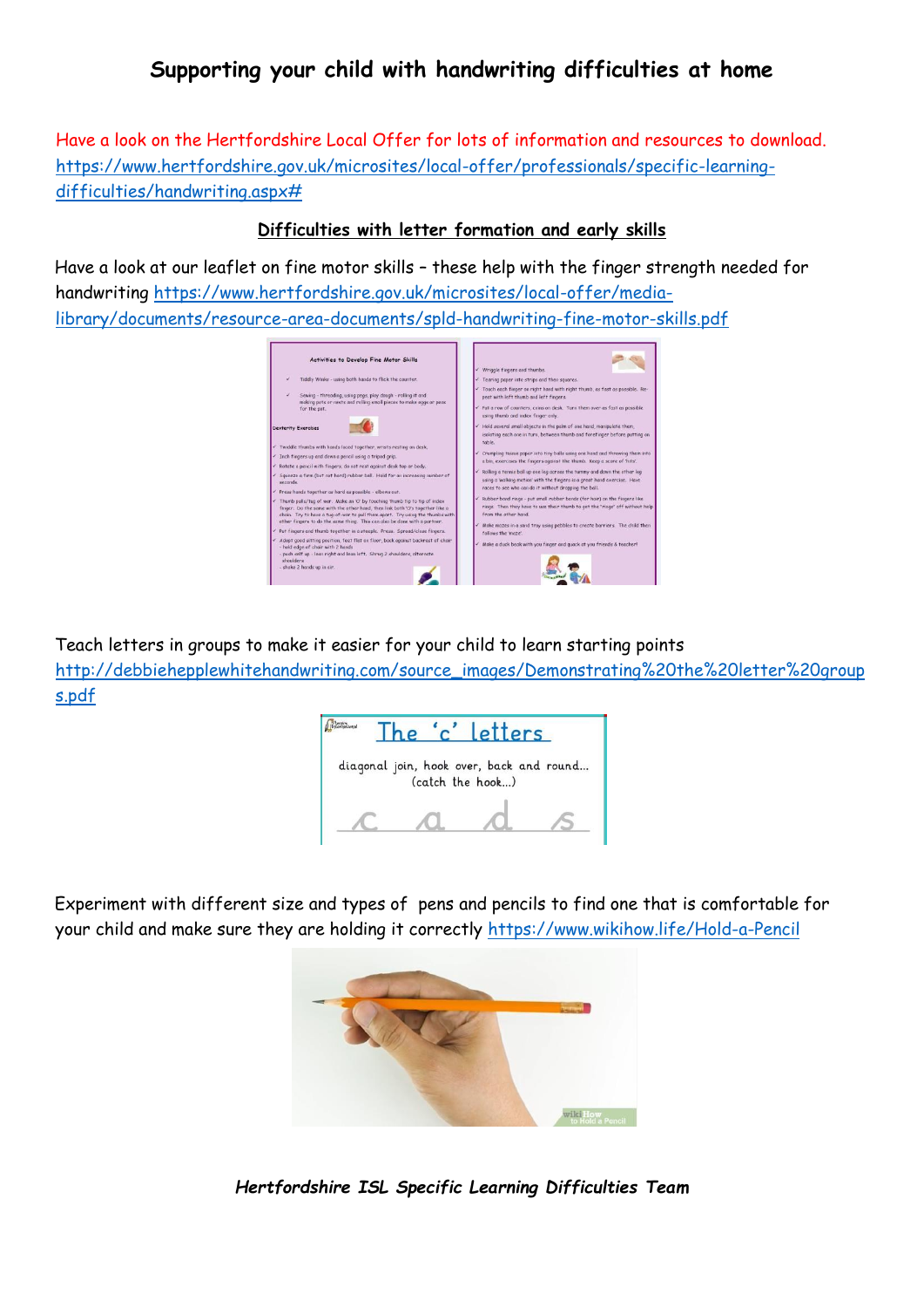# Supporting your child with handwriting difficulties at home

Have a look on the Hertfordshire Local Offer for lots of information and resources to download. https://www.hertfordshire.gov.uk/microsites/local-offer/professionals/specific-learning-difficulties/handwriting.aspx#

## Difficulties with letter formation and early skills

Have a look at our leaflet on fine motor skills – these help with the finger strength needed for handwriting https://www.hertfordshire.gov.uk/microsites/local-offer/media-library/documents/resource-area-documents/spld-handwriting-fine-motor-skills.pdf

Teach letters in groups to make it easier for your child to learn starting points http://debbiehepplewhitehandwriting.com/source_images/Demonstrating%20the%20letter%20groups.pdf

Experiment with different size and types of pens and pencils to find one that is comfortable for your child and make sure they are holding it correctly https://www.wikihow.life/Hold-a-Pencil

*Hertfordshire ISL Specific Learning Difficulties Team*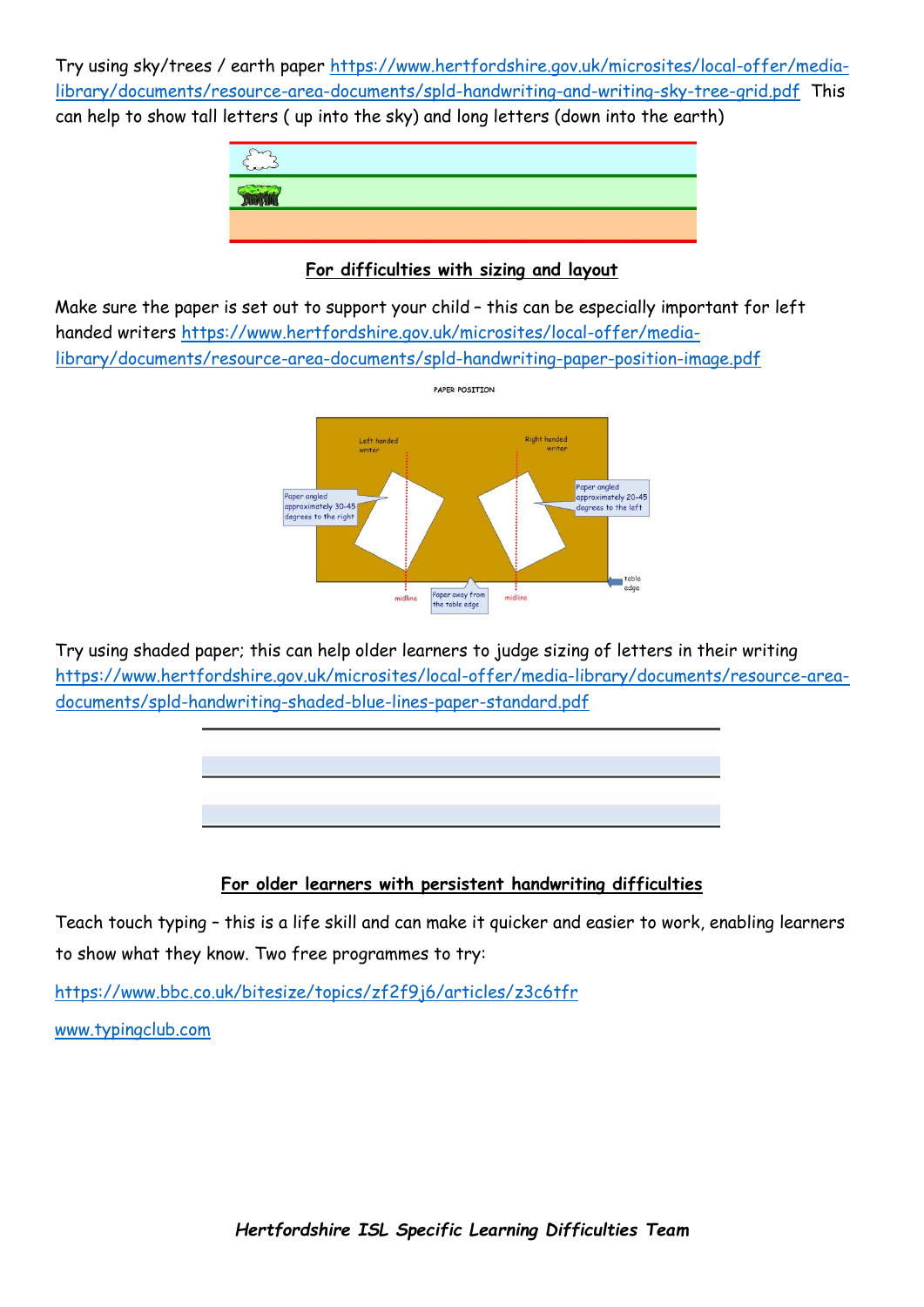Try using sky/trees / earth paper https://www.hertfordshire.gov.uk/microsites/local-offer/media-library/documents/resource-area-documents/spld-handwriting-and-writing-sky-tree-grid.pdf This can help to show tall letters ( up into the sky) and long letters (down into the earth)

**For difficulties with sizing and layout**

Make sure the paper is set out to support your child – this can be especially important for left handed writers https://www.hertfordshire.gov.uk/microsites/local-offer/media-library/documents/resource-area-documents/spld-handwriting-paper-position-image.pdf

PAPER POSITION

Left handed writer

Right handed writer

Paper angled approximately 30-45 degrees to the right

Paper angled approximately 20-45 degrees to the left

table edge

midline

Paper away from the table edge

midline

Try using shaded paper; this can help older learners to judge sizing of letters in their writing https://www.hertfordshire.gov.uk/microsites/local-offer/media-library/documents/resource-area-documents/spld-handwriting-shaded-blue-lines-paper-standard.pdf

**For older learners with persistent handwriting difficulties**

Teach touch typing – this is a life skill and can make it quicker and easier to work, enabling learners to show what they know. Two free programmes to try:

https://www.bbc.co.uk/bitesize/topics/zf2f9j6/articles/z3c6tfr

www.typingclub.com

***Hertfordshire ISL Specific Learning Difficulties Team***